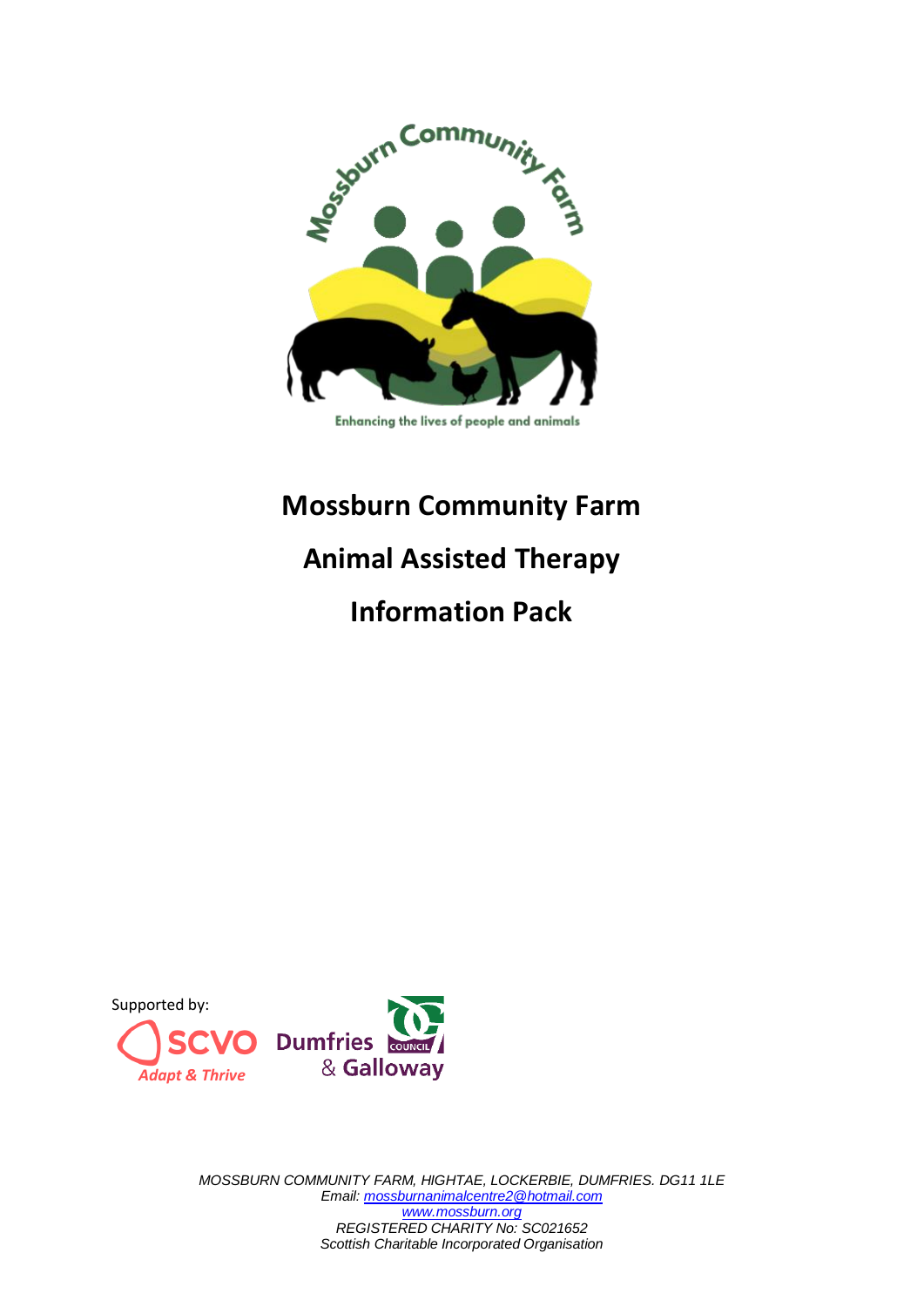# Mossburn Community Farm

# Animal Assisted Therapy

# Information Pack

Supported by:

*MOSSBURN COMMUNITY FARM, HIGHTAE, LOCKERBIE, DUMFRIES. DG11 1LE*
*Email: mossburnanimalcentre2@hotmail.com*
*www.mossburn.org*
*REGISTERED CHARITY No: SC021652*
*Scottish Charitable Incorporated Organisation*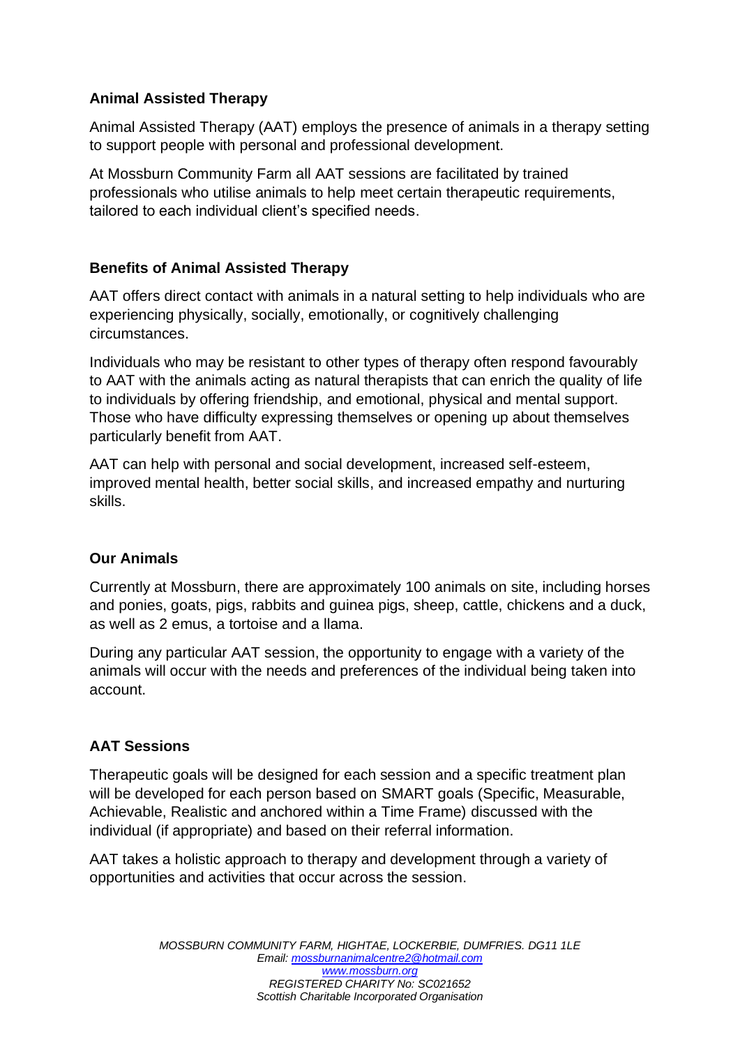**Animal Assisted Therapy**

Animal Assisted Therapy (AAT) employs the presence of animals in a therapy setting to support people with personal and professional development.

At Mossburn Community Farm all AAT sessions are facilitated by trained professionals who utilise animals to help meet certain therapeutic requirements, tailored to each individual client's specified needs.

**Benefits of Animal Assisted Therapy**

AAT offers direct contact with animals in a natural setting to help individuals who are experiencing physically, socially, emotionally, or cognitively challenging circumstances.

Individuals who may be resistant to other types of therapy often respond favourably to AAT with the animals acting as natural therapists that can enrich the quality of life to individuals by offering friendship, and emotional, physical and mental support. Those who have difficulty expressing themselves or opening up about themselves particularly benefit from AAT.

AAT can help with personal and social development, increased self-esteem, improved mental health, better social skills, and increased empathy and nurturing skills.

**Our Animals**

Currently at Mossburn, there are approximately 100 animals on site, including horses and ponies, goats, pigs, rabbits and guinea pigs, sheep, cattle, chickens and a duck, as well as 2 emus, a tortoise and a llama.

During any particular AAT session, the opportunity to engage with a variety of the animals will occur with the needs and preferences of the individual being taken into account.

**AAT Sessions**

Therapeutic goals will be designed for each session and a specific treatment plan will be developed for each person based on SMART goals (Specific, Measurable, Achievable, Realistic and anchored within a Time Frame) discussed with the individual (if appropriate) and based on their referral information.

AAT takes a holistic approach to therapy and development through a variety of opportunities and activities that occur across the session.

*MOSSBURN COMMUNITY FARM, HIGHTAE, LOCKERBIE, DUMFRIES. DG11 1LE*
*Email: mossburnanimalcentre2@hotmail.com*
*www.mossburn.org*
*REGISTERED CHARITY No: SC021652*
*Scottish Charitable Incorporated Organisation*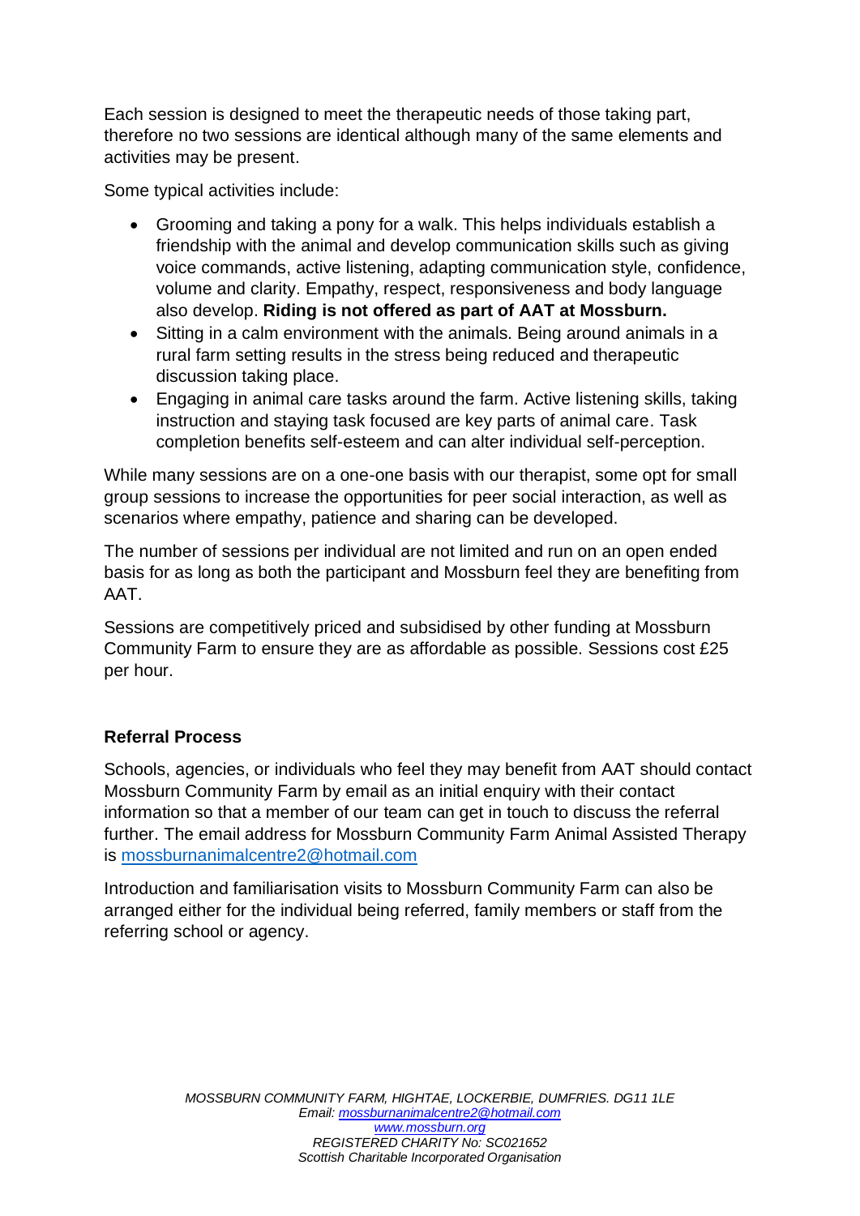Each session is designed to meet the therapeutic needs of those taking part, therefore no two sessions are identical although many of the same elements and activities may be present.

Some typical activities include:

- Grooming and taking a pony for a walk. This helps individuals establish a friendship with the animal and develop communication skills such as giving voice commands, active listening, adapting communication style, confidence, volume and clarity. Empathy, respect, responsiveness and body language also develop. **Riding is not offered as part of AAT at Mossburn.**
- Sitting in a calm environment with the animals. Being around animals in a rural farm setting results in the stress being reduced and therapeutic discussion taking place.
- Engaging in animal care tasks around the farm. Active listening skills, taking instruction and staying task focused are key parts of animal care. Task completion benefits self-esteem and can alter individual self-perception.

While many sessions are on a one-one basis with our therapist, some opt for small group sessions to increase the opportunities for peer social interaction, as well as scenarios where empathy, patience and sharing can be developed.

The number of sessions per individual are not limited and run on an open ended basis for as long as both the participant and Mossburn feel they are benefiting from AAT.

Sessions are competitively priced and subsidised by other funding at Mossburn Community Farm to ensure they are as affordable as possible. Sessions cost £25 per hour.

## Referral Process

Schools, agencies, or individuals who feel they may benefit from AAT should contact Mossburn Community Farm by email as an initial enquiry with their contact information so that a member of our team can get in touch to discuss the referral further. The email address for Mossburn Community Farm Animal Assisted Therapy is mossburnanimalcentre2@hotmail.com

Introduction and familiarisation visits to Mossburn Community Farm can also be arranged either for the individual being referred, family members or staff from the referring school or agency.